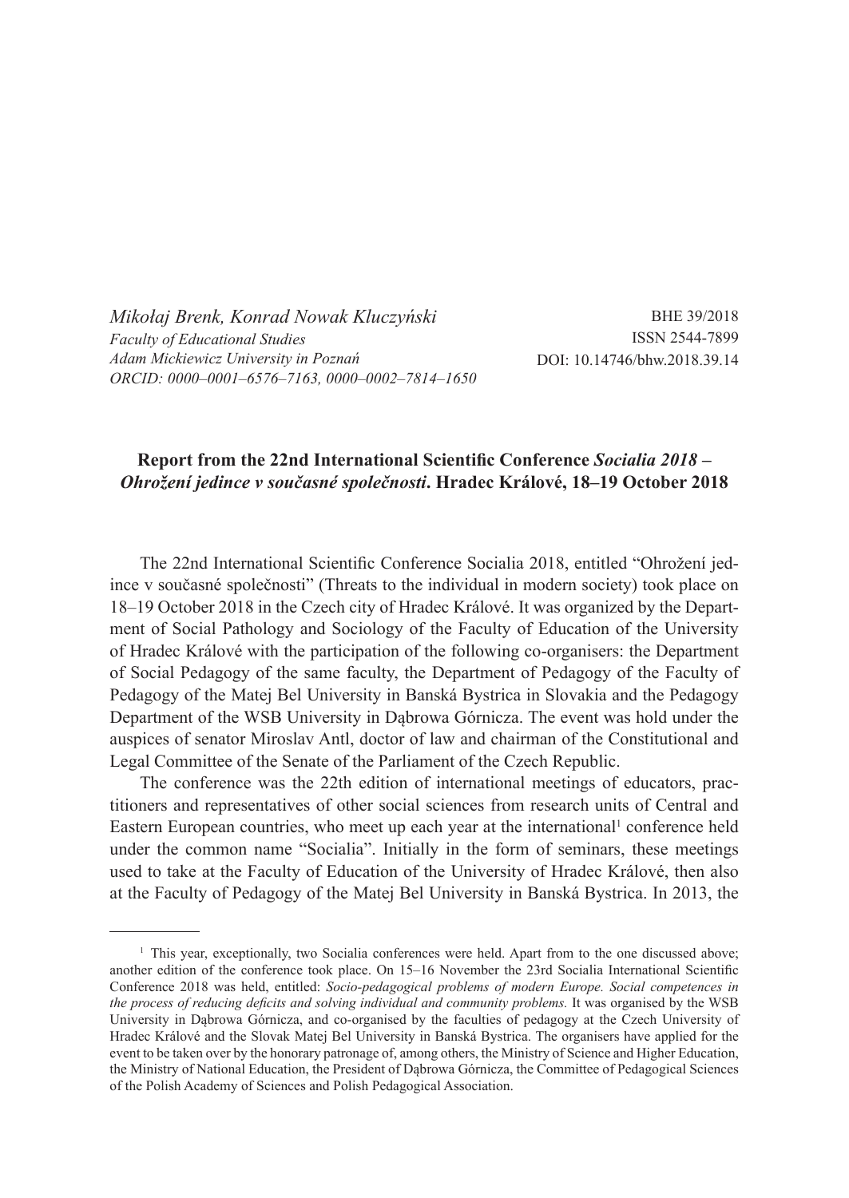*Mikołaj Brenk, Konrad Nowak Kluczyński*
*Faculty of Educational Studies*
*Adam Mickiewicz University in Poznań*
*ORCID: 0000–0001–6576–7163, 0000–0002–7814–1650*

BHE 39/2018
ISSN 2544-7899
DOI: 10.14746/bhw.2018.39.14

## Report from the 22nd International Scientific Conference *Socialia 2018 – Ohrožení jedince v současné společnosti*. Hradec Králové, 18–19 October 2018

The 22nd International Scientific Conference Socialia 2018, entitled "Ohrožení jedince v současné společnosti" (Threats to the individual in modern society) took place on 18–19 October 2018 in the Czech city of Hradec Králové. It was organized by the Department of Social Pathology and Sociology of the Faculty of Education of the University of Hradec Králové with the participation of the following co-organisers: the Department of Social Pedagogy of the same faculty, the Department of Pedagogy of the Faculty of Pedagogy of the Matej Bel University in Banská Bystrica in Slovakia and the Pedagogy Department of the WSB University in Dąbrowa Górnicza. The event was hold under the auspices of senator Miroslav Antl, doctor of law and chairman of the Constitutional and Legal Committee of the Senate of the Parliament of the Czech Republic.

The conference was the 22th edition of international meetings of educators, practitioners and representatives of other social sciences from research units of Central and Eastern European countries, who meet up each year at the international[1] conference held under the common name "Socialia". Initially in the form of seminars, these meetings used to take at the Faculty of Education of the University of Hradec Králové, then also at the Faculty of Pedagogy of the Matej Bel University in Banská Bystrica. In 2013, the

[1] This year, exceptionally, two Socialia conferences were held. Apart from to the one discussed above; another edition of the conference took place. On 15–16 November the 23rd Socialia International Scientific Conference 2018 was held, entitled: *Socio-pedagogical problems of modern Europe. Social competences in the process of reducing deficits and solving individual and community problems.* It was organised by the WSB University in Dąbrowa Górnicza, and co-organised by the faculties of pedagogy at the Czech University of Hradec Králové and the Slovak Matej Bel University in Banská Bystrica. The organisers have applied for the event to be taken over by the honorary patronage of, among others, the Ministry of Science and Higher Education, the Ministry of National Education, the President of Dąbrowa Górnicza, the Committee of Pedagogical Sciences of the Polish Academy of Sciences and Polish Pedagogical Association.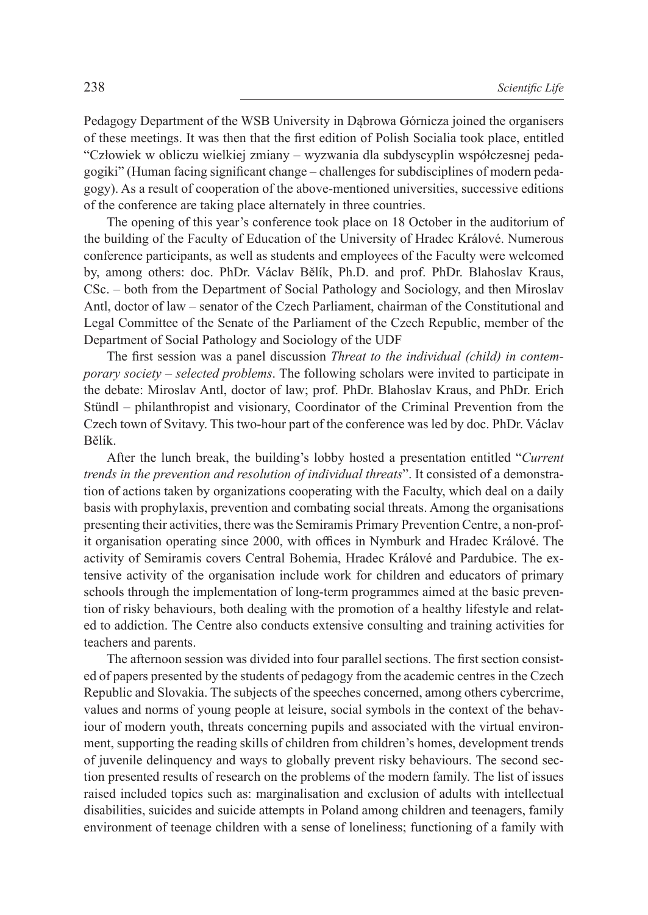Pedagogy Department of the WSB University in Dąbrowa Górnicza joined the organisers of these meetings. It was then that the first edition of Polish Socialia took place, entitled "Człowiek w obliczu wielkiej zmiany – wyzwania dla subdyscyplin współczesnej pedagogiki" (Human facing significant change – challenges for subdisciplines of modern pedagogy). As a result of cooperation of the above-mentioned universities, successive editions of the conference are taking place alternately in three countries.

The opening of this year's conference took place on 18 October in the auditorium of the building of the Faculty of Education of the University of Hradec Králové. Numerous conference participants, as well as students and employees of the Faculty were welcomed by, among others: doc. PhDr. Václav Bělík, Ph.D. and prof. PhDr. Blahoslav Kraus, CSc. – both from the Department of Social Pathology and Sociology, and then Miroslav Antl, doctor of law – senator of the Czech Parliament, chairman of the Constitutional and Legal Committee of the Senate of the Parliament of the Czech Republic, member of the Department of Social Pathology and Sociology of the UDF

The first session was a panel discussion *Threat to the individual (child) in contemporary society – selected problems*. The following scholars were invited to participate in the debate: Miroslav Antl, doctor of law; prof. PhDr. Blahoslav Kraus, and PhDr. Erich Stündl – philanthropist and visionary, Coordinator of the Criminal Prevention from the Czech town of Svitavy. This two-hour part of the conference was led by doc. PhDr. Václav Bělík.

After the lunch break, the building's lobby hosted a presentation entitled "*Current trends in the prevention and resolution of individual threats*". It consisted of a demonstration of actions taken by organizations cooperating with the Faculty, which deal on a daily basis with prophylaxis, prevention and combating social threats. Among the organisations presenting their activities, there was the Semiramis Primary Prevention Centre, a non-profit organisation operating since 2000, with offices in Nymburk and Hradec Králové. The activity of Semiramis covers Central Bohemia, Hradec Králové and Pardubice. The extensive activity of the organisation include work for children and educators of primary schools through the implementation of long-term programmes aimed at the basic prevention of risky behaviours, both dealing with the promotion of a healthy lifestyle and related to addiction. The Centre also conducts extensive consulting and training activities for teachers and parents.

The afternoon session was divided into four parallel sections. The first section consisted of papers presented by the students of pedagogy from the academic centres in the Czech Republic and Slovakia. The subjects of the speeches concerned, among others cybercrime, values and norms of young people at leisure, social symbols in the context of the behaviour of modern youth, threats concerning pupils and associated with the virtual environment, supporting the reading skills of children from children's homes, development trends of juvenile delinquency and ways to globally prevent risky behaviours. The second section presented results of research on the problems of the modern family. The list of issues raised included topics such as: marginalisation and exclusion of adults with intellectual disabilities, suicides and suicide attempts in Poland among children and teenagers, family environment of teenage children with a sense of loneliness; functioning of a family with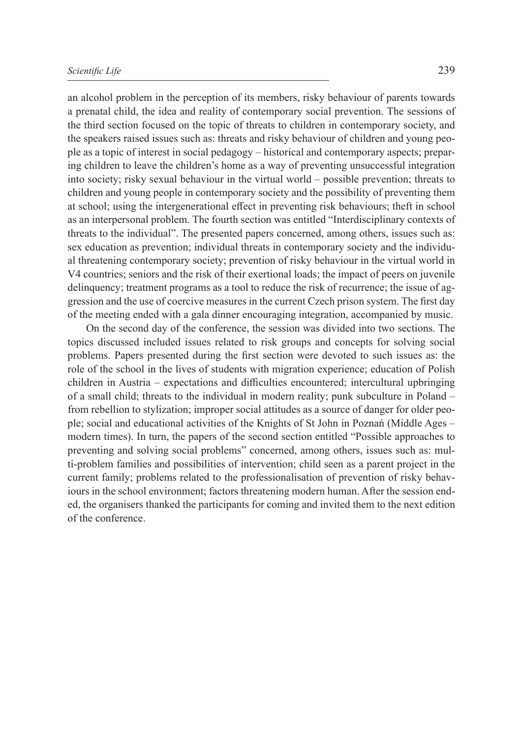an alcohol problem in the perception of its members, risky behaviour of parents towards a prenatal child, the idea and reality of contemporary social prevention. The sessions of the third section focused on the topic of threats to children in contemporary society, and the speakers raised issues such as: threats and risky behaviour of children and young people as a topic of interest in social pedagogy – historical and contemporary aspects; preparing children to leave the children's home as a way of preventing unsuccessful integration into society; risky sexual behaviour in the virtual world – possible prevention; threats to children and young people in contemporary society and the possibility of preventing them at school; using the intergenerational effect in preventing risk behaviours; theft in school as an interpersonal problem. The fourth section was entitled "Interdisciplinary contexts of threats to the individual". The presented papers concerned, among others, issues such as: sex education as prevention; individual threats in contemporary society and the individual threatening contemporary society; prevention of risky behaviour in the virtual world in V4 countries; seniors and the risk of their exertional loads; the impact of peers on juvenile delinquency; treatment programs as a tool to reduce the risk of recurrence; the issue of aggression and the use of coercive measures in the current Czech prison system. The first day of the meeting ended with a gala dinner encouraging integration, accompanied by music.

On the second day of the conference, the session was divided into two sections. The topics discussed included issues related to risk groups and concepts for solving social problems. Papers presented during the first section were devoted to such issues as: the role of the school in the lives of students with migration experience; education of Polish children in Austria – expectations and difficulties encountered; intercultural upbringing of a small child; threats to the individual in modern reality; punk subculture in Poland – from rebellion to stylization; improper social attitudes as a source of danger for older people; social and educational activities of the Knights of St John in Poznań (Middle Ages – modern times). In turn, the papers of the second section entitled "Possible approaches to preventing and solving social problems" concerned, among others, issues such as: multi-problem families and possibilities of intervention; child seen as a parent project in the current family; problems related to the professionalisation of prevention of risky behaviours in the school environment; factors threatening modern human. After the session ended, the organisers thanked the participants for coming and invited them to the next edition of the conference.